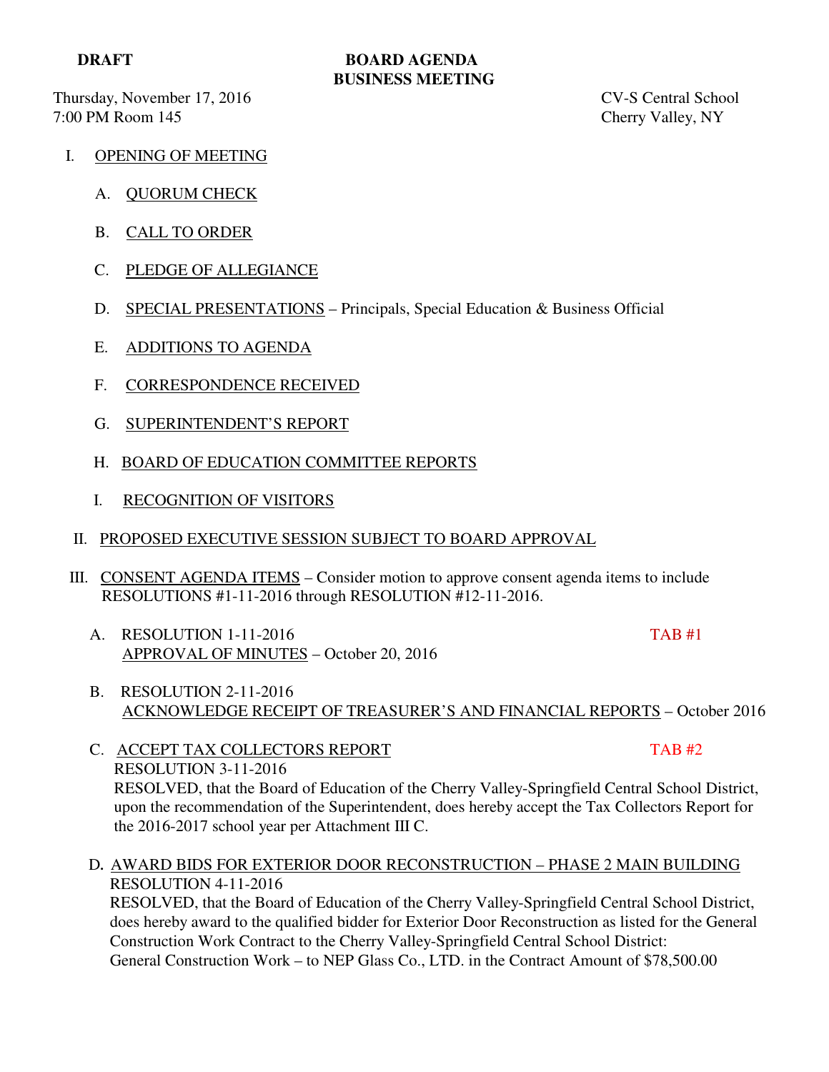**DRAFT**

# BOARD AGENDA
# BUSINESS MEETING

Thursday, November 17, 2016
7:00 PM Room 145

CV-S Central School
Cherry Valley, NY

I. OPENING OF MEETING

   A. QUORUM CHECK

   B. CALL TO ORDER

   C. PLEDGE OF ALLEGIANCE

   D. SPECIAL PRESENTATIONS – Principals, Special Education & Business Official

   E. ADDITIONS TO AGENDA

   F. CORRESPONDENCE RECEIVED

   G. SUPERINTENDENT'S REPORT

   H. BOARD OF EDUCATION COMMITTEE REPORTS

   I. RECOGNITION OF VISITORS

II. PROPOSED EXECUTIVE SESSION SUBJECT TO BOARD APPROVAL

III. CONSENT AGENDA ITEMS – Consider motion to approve consent agenda items to include RESOLUTIONS #1-11-2016 through RESOLUTION #12-11-2016.

   A. RESOLUTION 1-11-2016 TAB #1
   APPROVAL OF MINUTES – October 20, 2016

   B. RESOLUTION 2-11-2016
   ACKNOWLEDGE RECEIPT OF TREASURER'S AND FINANCIAL REPORTS – October 2016

   C. ACCEPT TAX COLLECTORS REPORT TAB #2
   RESOLUTION 3-11-2016
   RESOLVED, that the Board of Education of the Cherry Valley-Springfield Central School District, upon the recommendation of the Superintendent, does hereby accept the Tax Collectors Report for the 2016-2017 school year per Attachment III C.

   D. AWARD BIDS FOR EXTERIOR DOOR RECONSTRUCTION – PHASE 2 MAIN BUILDING
   RESOLUTION 4-11-2016
   RESOLVED, that the Board of Education of the Cherry Valley-Springfield Central School District, does hereby award to the qualified bidder for Exterior Door Reconstruction as listed for the General Construction Work Contract to the Cherry Valley-Springfield Central School District:
   General Construction Work – to NEP Glass Co., LTD. in the Contract Amount of $78,500.00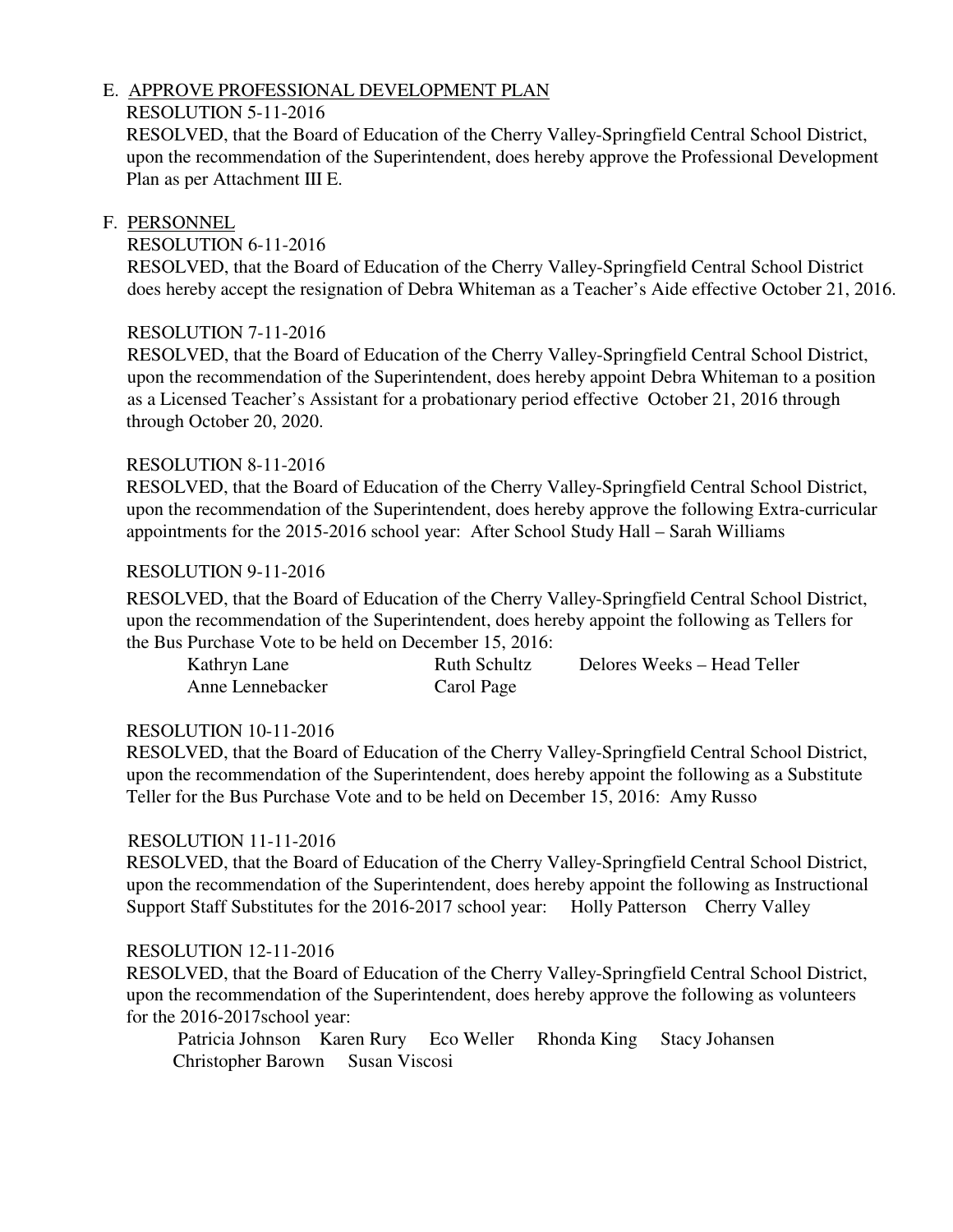E. <u>APPROVE PROFESSIONAL DEVELOPMENT PLAN</u>

RESOLUTION 5-11-2016

RESOLVED, that the Board of Education of the Cherry Valley-Springfield Central School District, upon the recommendation of the Superintendent, does hereby approve the Professional Development Plan as per Attachment III E.

F. <u>PERSONNEL</u>

RESOLUTION 6-11-2016

RESOLVED, that the Board of Education of the Cherry Valley-Springfield Central School District does hereby accept the resignation of Debra Whiteman as a Teacher's Aide effective October 21, 2016.

RESOLUTION 7-11-2016

RESOLVED, that the Board of Education of the Cherry Valley-Springfield Central School District, upon the recommendation of the Superintendent, does hereby appoint Debra Whiteman to a position as a Licensed Teacher's Assistant for a probationary period effective October 21, 2016 through through October 20, 2020.

RESOLUTION 8-11-2016

RESOLVED, that the Board of Education of the Cherry Valley-Springfield Central School District, upon the recommendation of the Superintendent, does hereby approve the following Extra-curricular appointments for the 2015-2016 school year: After School Study Hall – Sarah Williams

RESOLUTION 9-11-2016

RESOLVED, that the Board of Education of the Cherry Valley-Springfield Central School District, upon the recommendation of the Superintendent, does hereby appoint the following as Tellers for the Bus Purchase Vote to be held on December 15, 2016:

Kathryn Lane  Ruth Schultz  Delores Weeks – Head Teller
Anne Lennebacker  Carol Page

RESOLUTION 10-11-2016

RESOLVED, that the Board of Education of the Cherry Valley-Springfield Central School District, upon the recommendation of the Superintendent, does hereby appoint the following as a Substitute Teller for the Bus Purchase Vote and to be held on December 15, 2016: Amy Russo

RESOLUTION 11-11-2016

RESOLVED, that the Board of Education of the Cherry Valley-Springfield Central School District, upon the recommendation of the Superintendent, does hereby appoint the following as Instructional Support Staff Substitutes for the 2016-2017 school year: Holly Patterson Cherry Valley

RESOLUTION 12-11-2016

RESOLVED, that the Board of Education of the Cherry Valley-Springfield Central School District, upon the recommendation of the Superintendent, does hereby approve the following as volunteers for the 2016-2017school year:

Patricia Johnson  Karen Rury  Eco Weller  Rhonda King  Stacy Johansen
Christopher Barown  Susan Viscosi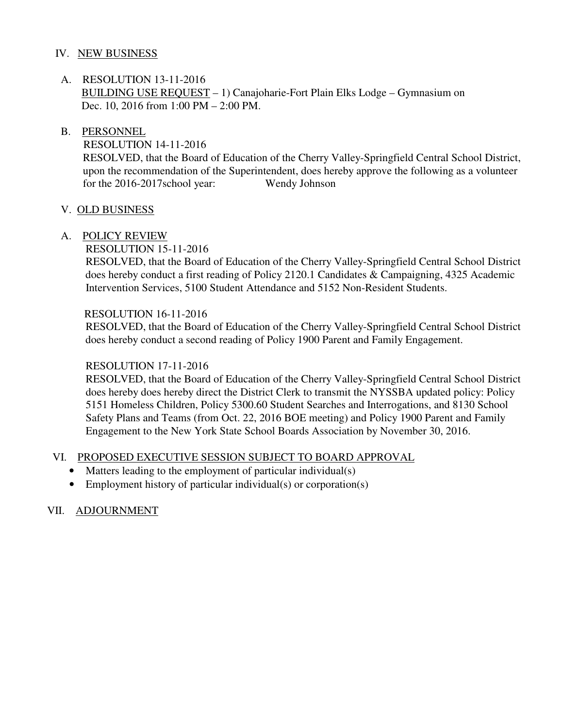IV. NEW BUSINESS

A. RESOLUTION 13-11-2016
BUILDING USE REQUEST – 1) Canajoharie-Fort Plain Elks Lodge – Gymnasium on Dec. 10, 2016 from 1:00 PM – 2:00 PM.

B. PERSONNEL
RESOLUTION 14-11-2016
RESOLVED, that the Board of Education of the Cherry Valley-Springfield Central School District, upon the recommendation of the Superintendent, does hereby approve the following as a volunteer for the 2016-2017school year: Wendy Johnson

V. OLD BUSINESS

A. POLICY REVIEW
RESOLUTION 15-11-2016
RESOLVED, that the Board of Education of the Cherry Valley-Springfield Central School District does hereby conduct a first reading of Policy 2120.1 Candidates & Campaigning, 4325 Academic Intervention Services, 5100 Student Attendance and 5152 Non-Resident Students.

RESOLUTION 16-11-2016
RESOLVED, that the Board of Education of the Cherry Valley-Springfield Central School District does hereby conduct a second reading of Policy 1900 Parent and Family Engagement.

RESOLUTION 17-11-2016
RESOLVED, that the Board of Education of the Cherry Valley-Springfield Central School District does hereby does hereby direct the District Clerk to transmit the NYSSBA updated policy: Policy 5151 Homeless Children, Policy 5300.60 Student Searches and Interrogations, and 8130 School Safety Plans and Teams (from Oct. 22, 2016 BOE meeting) and Policy 1900 Parent and Family Engagement to the New York State School Boards Association by November 30, 2016.

VI. PROPOSED EXECUTIVE SESSION SUBJECT TO BOARD APPROVAL

- Matters leading to the employment of particular individual(s)
- Employment history of particular individual(s) or corporation(s)

VII. ADJOURNMENT